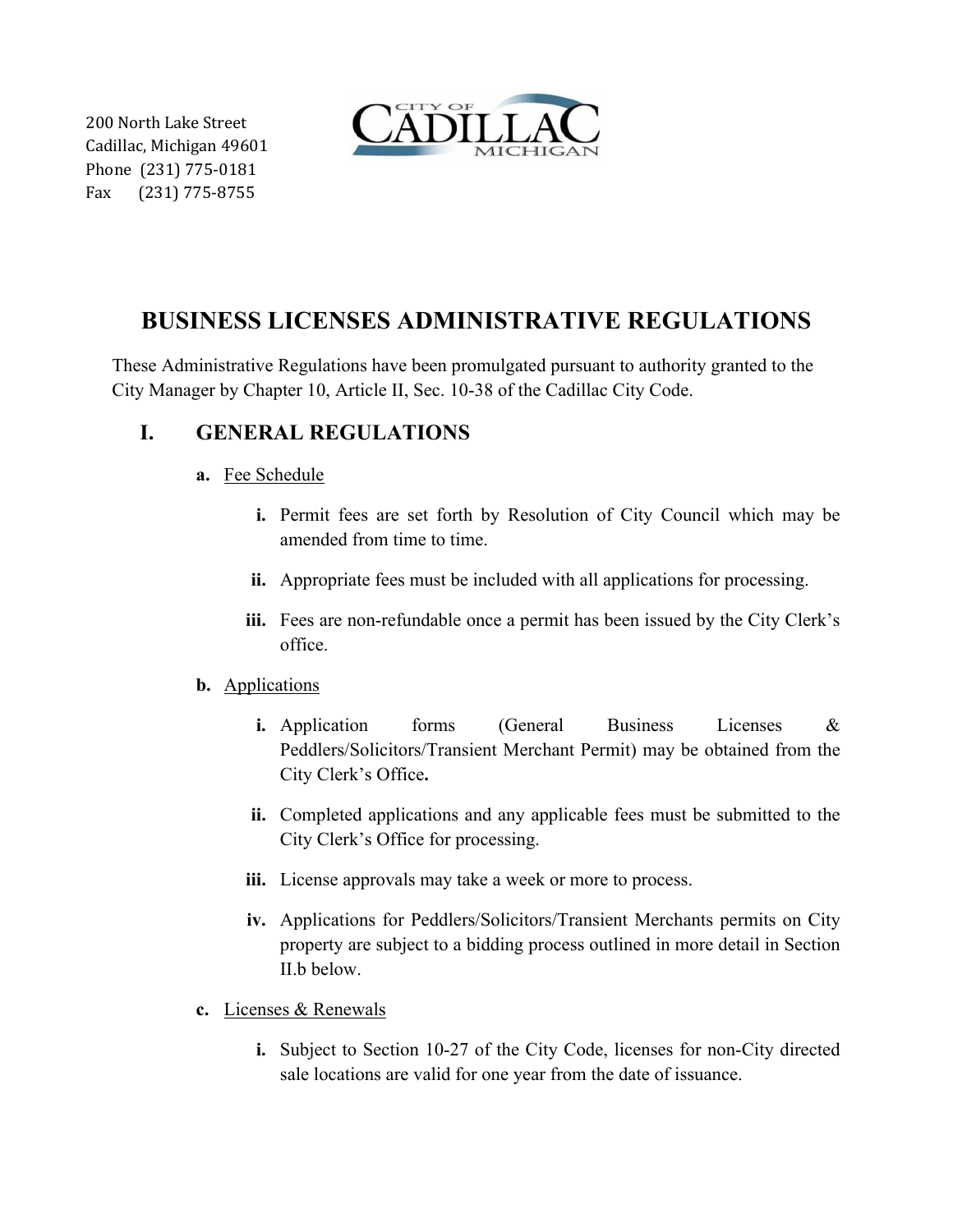200 North Lake Street
Cadillac, Michigan 49601
Phone (231) 775-0181
Fax (231) 775-8755

CITY OF CADILLAC MICHIGAN

# BUSINESS LICENSES ADMINISTRATIVE REGULATIONS

These Administrative Regulations have been promulgated pursuant to authority granted to the City Manager by Chapter 10, Article II, Sec. 10-38 of the Cadillac City Code.

## I. GENERAL REGULATIONS

**a.** Fee Schedule

- **i.** Permit fees are set forth by Resolution of City Council which may be amended from time to time.
- **ii.** Appropriate fees must be included with all applications for processing.
- **iii.** Fees are non-refundable once a permit has been issued by the City Clerk's office.

**b.** Applications

- **i.** Application forms (General Business Licenses & Peddlers/Solicitors/Transient Merchant Permit) may be obtained from the City Clerk's Office**.**
- **ii.** Completed applications and any applicable fees must be submitted to the City Clerk's Office for processing.
- **iii.** License approvals may take a week or more to process.
- **iv.** Applications for Peddlers/Solicitors/Transient Merchants permits on City property are subject to a bidding process outlined in more detail in Section II.b below.

**c.** Licenses & Renewals

- **i.** Subject to Section 10-27 of the City Code, licenses for non-City directed sale locations are valid for one year from the date of issuance.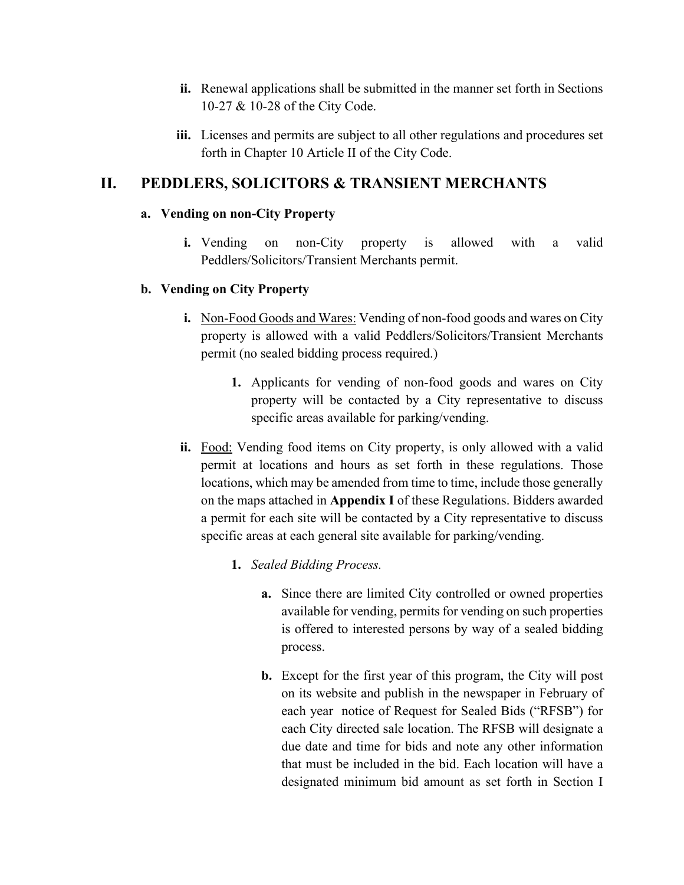ii. Renewal applications shall be submitted in the manner set forth in Sections 10-27 & 10-28 of the City Code.

iii. Licenses and permits are subject to all other regulations and procedures set forth in Chapter 10 Article II of the City Code.

# II. PEDDLERS, SOLICITORS & TRANSIENT MERCHANTS

### a. Vending on non-City Property

i. Vending on non-City property is allowed with a valid Peddlers/Solicitors/Transient Merchants permit.

### b. Vending on City Property

i. <u>Non-Food Goods and Wares:</u> Vending of non-food goods and wares on City property is allowed with a valid Peddlers/Solicitors/Transient Merchants permit (no sealed bidding process required.)

1. Applicants for vending of non-food goods and wares on City property will be contacted by a City representative to discuss specific areas available for parking/vending.

ii. <u>Food:</u> Vending food items on City property, is only allowed with a valid permit at locations and hours as set forth in these regulations. Those locations, which may be amended from time to time, include those generally on the maps attached in **Appendix I** of these Regulations. Bidders awarded a permit for each site will be contacted by a City representative to discuss specific areas at each general site available for parking/vending.

1. *Sealed Bidding Process.*

   a. Since there are limited City controlled or owned properties available for vending, permits for vending on such properties is offered to interested persons by way of a sealed bidding process.

   b. Except for the first year of this program, the City will post on its website and publish in the newspaper in February of each year notice of Request for Sealed Bids ("RFSB") for each City directed sale location. The RFSB will designate a due date and time for bids and note any other information that must be included in the bid. Each location will have a designated minimum bid amount as set forth in Section I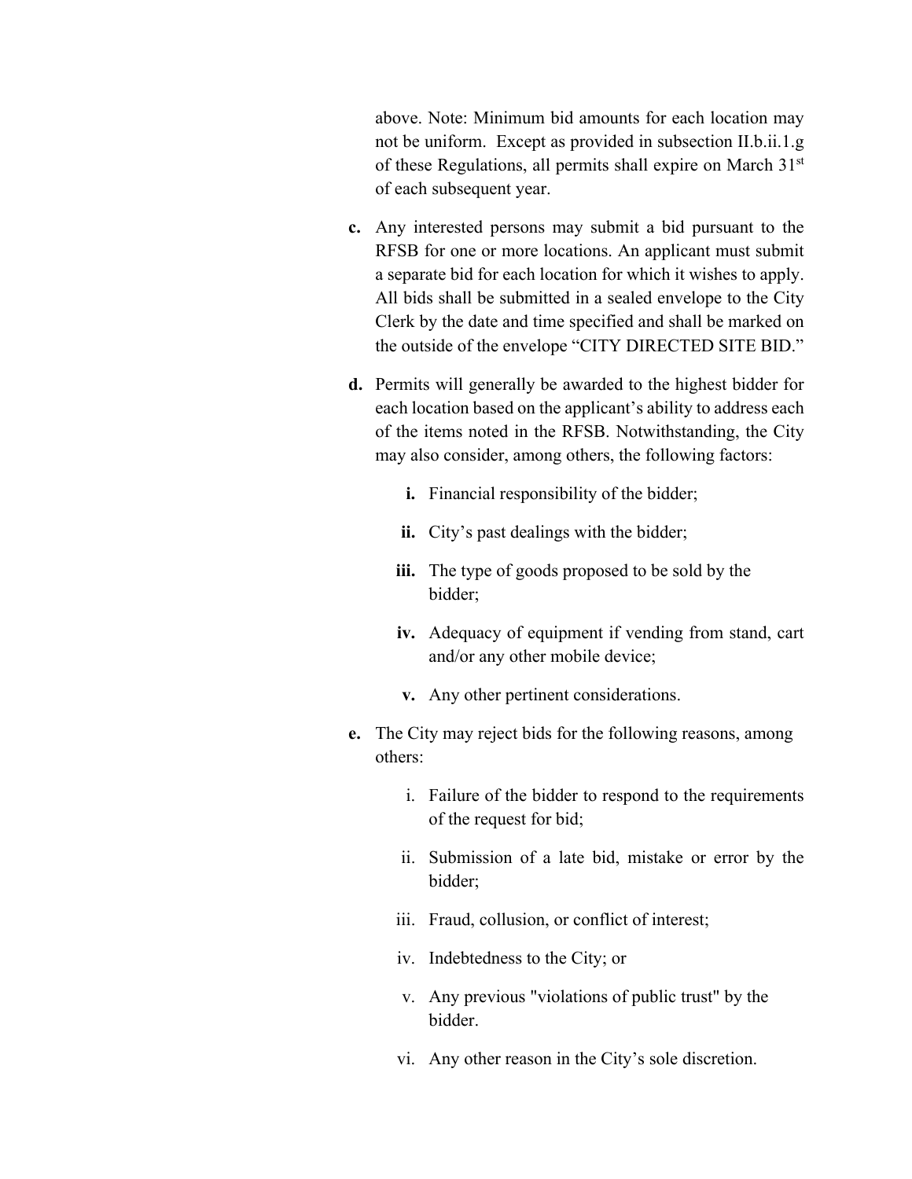above. Note: Minimum bid amounts for each location may not be uniform. Except as provided in subsection II.b.ii.1.g of these Regulations, all permits shall expire on March 31st of each subsequent year.

**c.** Any interested persons may submit a bid pursuant to the RFSB for one or more locations. An applicant must submit a separate bid for each location for which it wishes to apply. All bids shall be submitted in a sealed envelope to the City Clerk by the date and time specified and shall be marked on the outside of the envelope "CITY DIRECTED SITE BID."

**d.** Permits will generally be awarded to the highest bidder for each location based on the applicant's ability to address each of the items noted in the RFSB. Notwithstanding, the City may also consider, among others, the following factors:

- **i.** Financial responsibility of the bidder;
- **ii.** City's past dealings with the bidder;
- **iii.** The type of goods proposed to be sold by the bidder;
- **iv.** Adequacy of equipment if vending from stand, cart and/or any other mobile device;
- **v.** Any other pertinent considerations.

**e.** The City may reject bids for the following reasons, among others:

- i. Failure of the bidder to respond to the requirements of the request for bid;
- ii. Submission of a late bid, mistake or error by the bidder;
- iii. Fraud, collusion, or conflict of interest;
- iv. Indebtedness to the City; or
- v. Any previous "violations of public trust" by the bidder.
- vi. Any other reason in the City's sole discretion.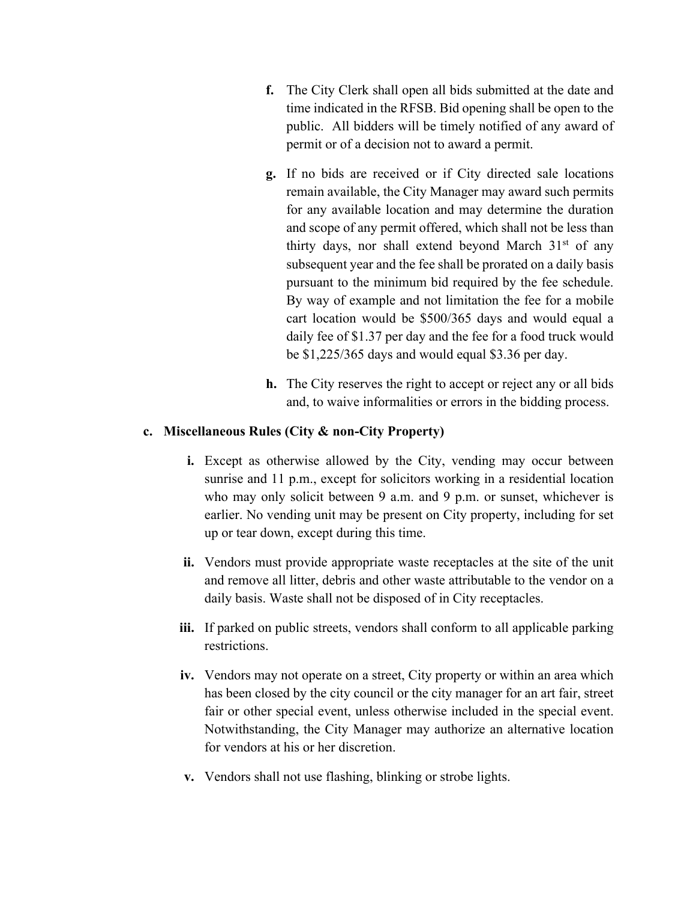**f.** The City Clerk shall open all bids submitted at the date and time indicated in the RFSB. Bid opening shall be open to the public. All bidders will be timely notified of any award of permit or of a decision not to award a permit.

**g.** If no bids are received or if City directed sale locations remain available, the City Manager may award such permits for any available location and may determine the duration and scope of any permit offered, which shall not be less than thirty days, nor shall extend beyond March 31st of any subsequent year and the fee shall be prorated on a daily basis pursuant to the minimum bid required by the fee schedule. By way of example and not limitation the fee for a mobile cart location would be $500/365 days and would equal a daily fee of $1.37 per day and the fee for a food truck would be $1,225/365 days and would equal $3.36 per day.

**h.** The City reserves the right to accept or reject any or all bids and, to waive informalities or errors in the bidding process.

**c. Miscellaneous Rules (City & non-City Property)**

**i.** Except as otherwise allowed by the City, vending may occur between sunrise and 11 p.m., except for solicitors working in a residential location who may only solicit between 9 a.m. and 9 p.m. or sunset, whichever is earlier. No vending unit may be present on City property, including for set up or tear down, except during this time.

**ii.** Vendors must provide appropriate waste receptacles at the site of the unit and remove all litter, debris and other waste attributable to the vendor on a daily basis. Waste shall not be disposed of in City receptacles.

**iii.** If parked on public streets, vendors shall conform to all applicable parking restrictions.

**iv.** Vendors may not operate on a street, City property or within an area which has been closed by the city council or the city manager for an art fair, street fair or other special event, unless otherwise included in the special event. Notwithstanding, the City Manager may authorize an alternative location for vendors at his or her discretion.

**v.** Vendors shall not use flashing, blinking or strobe lights.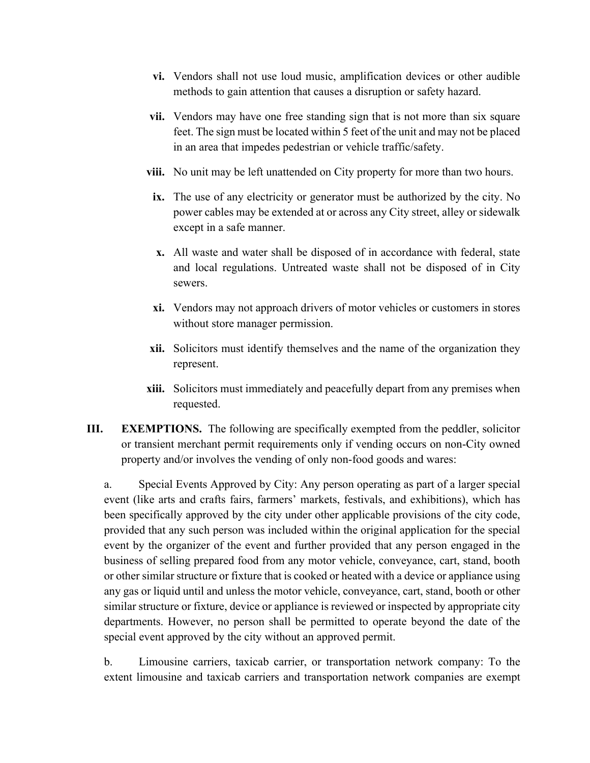- **vi.** Vendors shall not use loud music, amplification devices or other audible methods to gain attention that causes a disruption or safety hazard.
- **vii.** Vendors may have one free standing sign that is not more than six square feet. The sign must be located within 5 feet of the unit and may not be placed in an area that impedes pedestrian or vehicle traffic/safety.
- **viii.** No unit may be left unattended on City property for more than two hours.
- **ix.** The use of any electricity or generator must be authorized by the city. No power cables may be extended at or across any City street, alley or sidewalk except in a safe manner.
- **x.** All waste and water shall be disposed of in accordance with federal, state and local regulations. Untreated waste shall not be disposed of in City sewers.
- **xi.** Vendors may not approach drivers of motor vehicles or customers in stores without store manager permission.
- **xii.** Solicitors must identify themselves and the name of the organization they represent.
- **xiii.** Solicitors must immediately and peacefully depart from any premises when requested.

**III. EXEMPTIONS.** The following are specifically exempted from the peddler, solicitor or transient merchant permit requirements only if vending occurs on non-City owned property and/or involves the vending of only non-food goods and wares:

a. Special Events Approved by City: Any person operating as part of a larger special event (like arts and crafts fairs, farmers' markets, festivals, and exhibitions), which has been specifically approved by the city under other applicable provisions of the city code, provided that any such person was included within the original application for the special event by the organizer of the event and further provided that any person engaged in the business of selling prepared food from any motor vehicle, conveyance, cart, stand, booth or other similar structure or fixture that is cooked or heated with a device or appliance using any gas or liquid until and unless the motor vehicle, conveyance, cart, stand, booth or other similar structure or fixture, device or appliance is reviewed or inspected by appropriate city departments. However, no person shall be permitted to operate beyond the date of the special event approved by the city without an approved permit.

b. Limousine carriers, taxicab carrier, or transportation network company: To the extent limousine and taxicab carriers and transportation network companies are exempt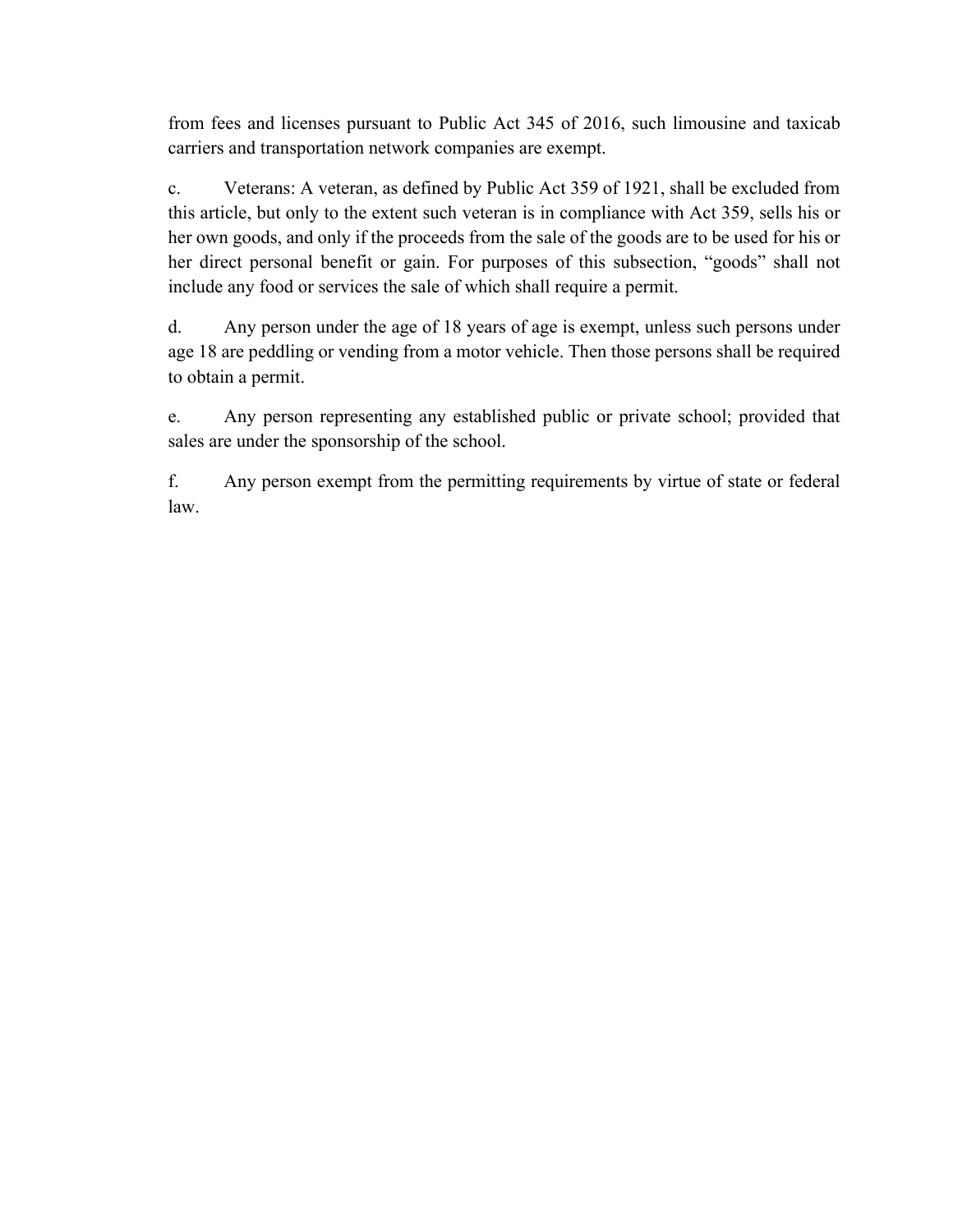from fees and licenses pursuant to Public Act 345 of 2016, such limousine and taxicab carriers and transportation network companies are exempt.

c. Veterans: A veteran, as defined by Public Act 359 of 1921, shall be excluded from this article, but only to the extent such veteran is in compliance with Act 359, sells his or her own goods, and only if the proceeds from the sale of the goods are to be used for his or her direct personal benefit or gain. For purposes of this subsection, "goods" shall not include any food or services the sale of which shall require a permit.

d. Any person under the age of 18 years of age is exempt, unless such persons under age 18 are peddling or vending from a motor vehicle. Then those persons shall be required to obtain a permit.

e. Any person representing any established public or private school; provided that sales are under the sponsorship of the school.

f. Any person exempt from the permitting requirements by virtue of state or federal law.